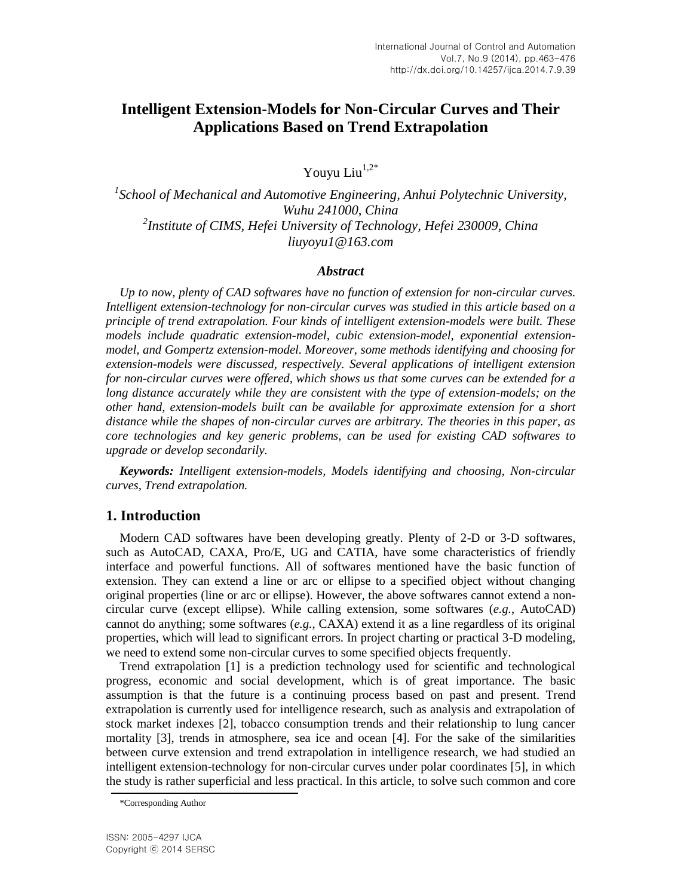# Intelligent Extension-Models for Non-Circular Curves and Their Applications Based on Trend Extrapolation

Youyu Liu[1,2*]

[1]*School of Mechanical and Automotive Engineering, Anhui Polytechnic University, Wuhu 241000, China*
[2]*Institute of CIMS, Hefei University of Technology, Hefei 230009, China*
*liuyoyu1@163.com*

### *Abstract*

*Up to now, plenty of CAD softwares have no function of extension for non-circular curves. Intelligent extension-technology for non-circular curves was studied in this article based on a principle of trend extrapolation. Four kinds of intelligent extension-models were built. These models include quadratic extension-model, cubic extension-model, exponential extension-model, and Gompertz extension-model. Moreover, some methods identifying and choosing for extension-models were discussed, respectively. Several applications of intelligent extension for non-circular curves were offered, which shows us that some curves can be extended for a long distance accurately while they are consistent with the type of extension-models; on the other hand, extension-models built can be available for approximate extension for a short distance while the shapes of non-circular curves are arbitrary. The theories in this paper, as core technologies and key generic problems, can be used for existing CAD softwares to upgrade or develop secondarily.*

***Keywords:*** *Intelligent extension-models, Models identifying and choosing, Non-circular curves, Trend extrapolation.*

## 1. Introduction

Modern CAD softwares have been developing greatly. Plenty of 2-D or 3-D softwares, such as AutoCAD, CAXA, Pro/E, UG and CATIA, have some characteristics of friendly interface and powerful functions. All of softwares mentioned have the basic function of extension. They can extend a line or arc or ellipse to a specified object without changing original properties (line or arc or ellipse). However, the above softwares cannot extend a non-circular curve (except ellipse). While calling extension, some softwares (*e.g.*, AutoCAD) cannot do anything; some softwares (*e.g.*, CAXA) extend it as a line regardless of its original properties, which will lead to significant errors. In project charting or practical 3-D modeling, we need to extend some non-circular curves to some specified objects frequently.

Trend extrapolation [1] is a prediction technology used for scientific and technological progress, economic and social development, which is of great importance. The basic assumption is that the future is a continuing process based on past and present. Trend extrapolation is currently used for intelligence research, such as analysis and extrapolation of stock market indexes [2], tobacco consumption trends and their relationship to lung cancer mortality [3], trends in atmosphere, sea ice and ocean [4]. For the sake of the similarities between curve extension and trend extrapolation in intelligence research, we had studied an intelligent extension-technology for non-circular curves under polar coordinates [5], in which the study is rather superficial and less practical. In this article, to solve such common and core

*Corresponding Author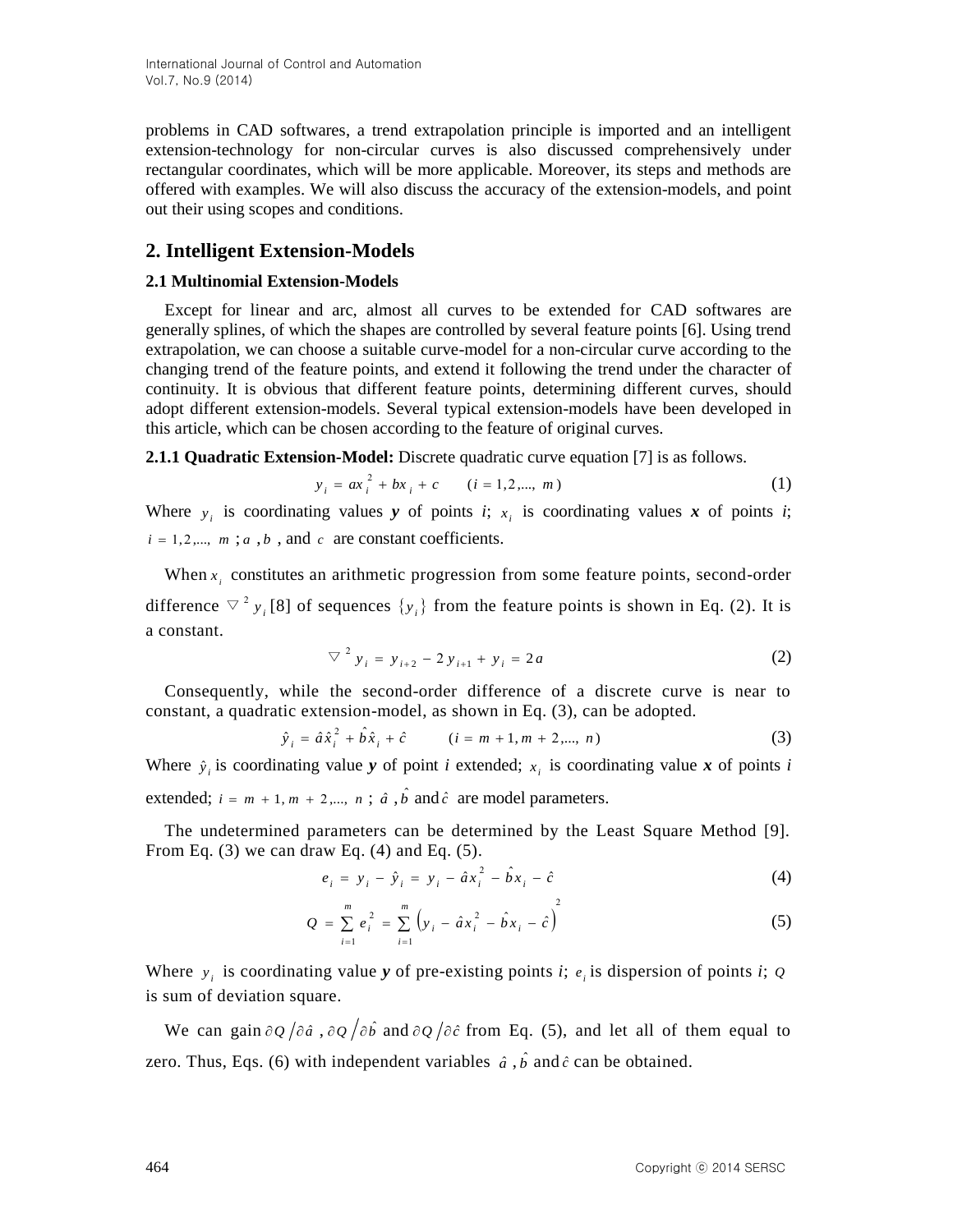problems in CAD softwares, a trend extrapolation principle is imported and an intelligent extension-technology for non-circular curves is also discussed comprehensively under rectangular coordinates, which will be more applicable. Moreover, its steps and methods are offered with examples. We will also discuss the accuracy of the extension-models, and point out their using scopes and conditions.

## 2. Intelligent Extension-Models

### 2.1 Multinomial Extension-Models

Except for linear and arc, almost all curves to be extended for CAD softwares are generally splines, of which the shapes are controlled by several feature points [6]. Using trend extrapolation, we can choose a suitable curve-model for a non-circular curve according to the changing trend of the feature points, and extend it following the trend under the character of continuity. It is obvious that different feature points, determining different curves, should adopt different extension-models. Several typical extension-models have been developed in this article, which can be chosen according to the feature of original curves.

**2.1.1 Quadratic Extension-Model:** Discrete quadratic curve equation [7] is as follows.

$$y_i = ax_i^2 + bx_i + c \qquad (i = 1, 2, ..., m) \tag{1}$$

Where $y_i$ is coordinating values ***y*** of points *i*; $x_i$ is coordinating values ***x*** of points *i*; $i = 1, 2, ..., m$ ; $a$ , $b$ , and $c$ are constant coefficients.

When $x_i$ constitutes an arithmetic progression from some feature points, second-order difference $\nabla^2 y_i$ [8] of sequences $\{y_i\}$ from the feature points is shown in Eq. (2). It is a constant.

$$\nabla^2 y_i = y_{i+2} - 2y_{i+1} + y_i = 2a \tag{2}$$

Consequently, while the second-order difference of a discrete curve is near to constant, a quadratic extension-model, as shown in Eq. (3), can be adopted.

$$\hat{y}_i = \hat{a}\hat{x}_i^2 + \hat{b}\hat{x}_i + \hat{c} \qquad (i = m+1, m+2, ..., n) \tag{3}$$

Where $\hat{y}_i$ is coordinating value ***y*** of point *i* extended; $x_i$ is coordinating value ***x*** of points *i* extended; $i = m+1, m+2, ..., n$ ; $\hat{a}$ , $\hat{b}$ and $\hat{c}$ are model parameters.

The undetermined parameters can be determined by the Least Square Method [9]. From Eq. (3) we can draw Eq. (4) and Eq. (5).

$$e_i = y_i - \hat{y}_i = y_i - \hat{a}x_i^2 - \hat{b}x_i - \hat{c} \tag{4}$$

$$Q = \sum_{i=1}^{m} e_i^2 = \sum_{i=1}^{m} \left(y_i - \hat{a}x_i^2 - \hat{b}x_i - \hat{c}\right)^2 \tag{5}$$

Where $y_i$ is coordinating value ***y*** of pre-existing points *i*; $e_i$ is dispersion of points *i*; $Q$ is sum of deviation square.

We can gain $\partial Q / \partial \hat{a}$ , $\partial Q / \partial \hat{b}$ and $\partial Q / \partial \hat{c}$ from Eq. (5), and let all of them equal to zero. Thus, Eqs. (6) with independent variables $\hat{a}$ , $\hat{b}$ and $\hat{c}$ can be obtained.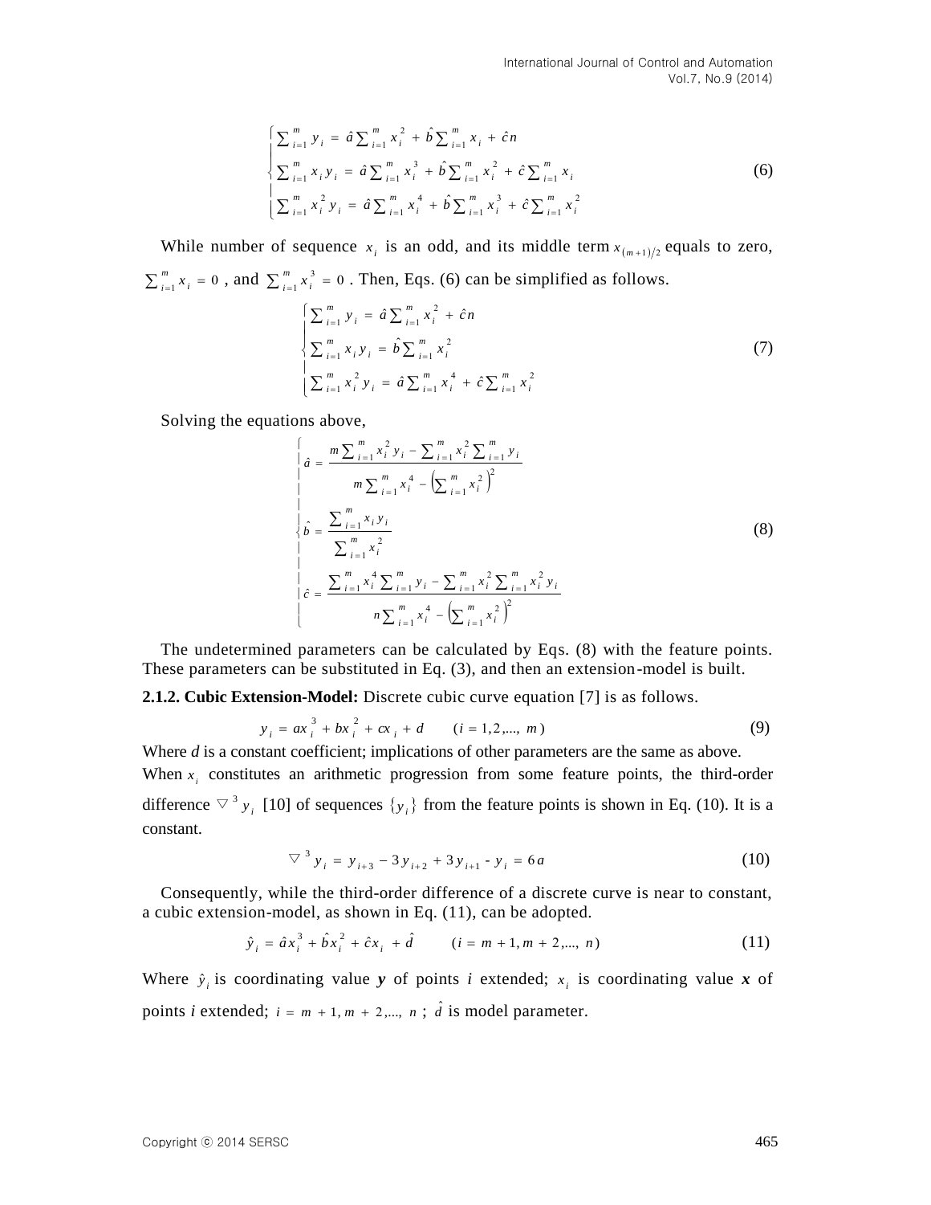$$
\begin{cases}
\sum_{i=1}^{m} y_i = \hat{a}\sum_{i=1}^{m} x_i^2 + \hat{b}\sum_{i=1}^{m} x_i + \hat{c}n \\
\sum_{i=1}^{m} x_i y_i = \hat{a}\sum_{i=1}^{m} x_i^3 + \hat{b}\sum_{i=1}^{m} x_i^2 + \hat{c}\sum_{i=1}^{m} x_i \\
\sum_{i=1}^{m} x_i^2 y_i = \hat{a}\sum_{i=1}^{m} x_i^4 + \hat{b}\sum_{i=1}^{m} x_i^3 + \hat{c}\sum_{i=1}^{m} x_i^2
\end{cases}
\tag{6}
$$

While number of sequence $x_i$ is an odd, and its middle term $x_{(m+1)/2}$ equals to zero, $\sum_{i=1}^{m} x_i = 0$, and $\sum_{i=1}^{m} x_i^3 = 0$. Then, Eqs. (6) can be simplified as follows.

$$
\begin{cases}
\sum_{i=1}^{m} y_i = \hat{a}\sum_{i=1}^{m} x_i^2 + \hat{c}n \\
\sum_{i=1}^{m} x_i y_i = \hat{b}\sum_{i=1}^{m} x_i^2 \\
\sum_{i=1}^{m} x_i^2 y_i = \hat{a}\sum_{i=1}^{m} x_i^4 + \hat{c}\sum_{i=1}^{m} x_i^2
\end{cases}
\tag{7}
$$

Solving the equations above,

$$
\begin{cases}
\hat{a} = \dfrac{m\sum_{i=1}^{m} x_i^2 y_i - \sum_{i=1}^{m} x_i^2 \sum_{i=1}^{m} y_i}{m\sum_{i=1}^{m} x_i^4 - \left(\sum_{i=1}^{m} x_i^2\right)^2} \\[2ex]
\hat{b} = \dfrac{\sum_{i=1}^{m} x_i y_i}{\sum_{i=1}^{m} x_i^2} \\[2ex]
\hat{c} = \dfrac{\sum_{i=1}^{m} x_i^4 \sum_{i=1}^{m} y_i - \sum_{i=1}^{m} x_i^2 \sum_{i=1}^{m} x_i^2 y_i}{n\sum_{i=1}^{m} x_i^4 - \left(\sum_{i=1}^{m} x_i^2\right)^2}
\end{cases}
\tag{8}
$$

The undetermined parameters can be calculated by Eqs. (8) with the feature points. These parameters can be substituted in Eq. (3), and then an extension-model is built.

**2.1.2. Cubic Extension-Model:** Discrete cubic curve equation [7] is as follows.

$$
y_i = ax_i^3 + bx_i^2 + cx_i + d \qquad (i = 1, 2, \ldots, m)
\tag{9}
$$

Where *d* is a constant coefficient; implications of other parameters are the same as above. When $x_i$ constitutes an arithmetic progression from some feature points, the third-order difference $\nabla^3 y_i$ [10] of sequences $\{y_i\}$ from the feature points is shown in Eq. (10). It is a constant.

$$
\nabla^3 y_i = y_{i+3} - 3y_{i+2} + 3y_{i+1} - y_i = 6a
\tag{10}
$$

Consequently, while the third-order difference of a discrete curve is near to constant, a cubic extension-model, as shown in Eq. (11), can be adopted.

$$
\hat{y}_i = \hat{a}x_i^3 + \hat{b}x_i^2 + \hat{c}x_i + \hat{d} \qquad (i = m+1, m+2, \ldots, n)
\tag{11}
$$

Where $\hat{y}_i$ is coordinating value ***y*** of points *i* extended; $x_i$ is coordinating value ***x*** of points *i* extended; $i = m+1, m+2, \ldots, n$; $\hat{d}$ is model parameter.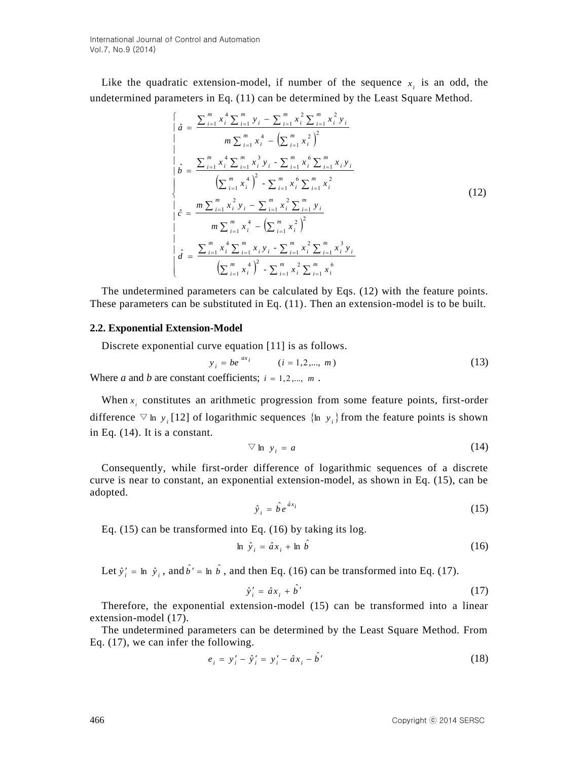Like the quadratic extension-model, if number of the sequence $x_i$ is an odd, the undetermined parameters in Eq. (11) can be determined by the Least Square Method.

$$
\begin{cases}
\hat{a} = \dfrac{\sum_{i=1}^{m} x_i^4 \sum_{i=1}^{m} y_i - \sum_{i=1}^{m} x_i^2 \sum_{i=1}^{m} x_i^2 y_i}{m \sum_{i=1}^{m} x_i^4 - \left(\sum_{i=1}^{m} x_i^2\right)^2} \\
\hat{b} = \dfrac{\sum_{i=1}^{m} x_i^4 \sum_{i=1}^{m} x_i^3 y_i - \sum_{i=1}^{m} x_i^6 \sum_{i=1}^{m} x_i y_i}{\left(\sum_{i=1}^{m} x_i^4\right)^2 - \sum_{i=1}^{m} x_i^6 \sum_{i=1}^{m} x_i^2} \\
\hat{c} = \dfrac{m \sum_{i=1}^{m} x_i^2 y_i - \sum_{i=1}^{m} x_i^2 \sum_{i=1}^{m} y_i}{m \sum_{i=1}^{m} x_i^4 - \left(\sum_{i=1}^{m} x_i^2\right)^2} \\
\hat{d} = \dfrac{\sum_{i=1}^{m} x_i^4 \sum_{i=1}^{m} x_i y_i - \sum_{i=1}^{m} x_i^2 \sum_{i=1}^{m} x_i^3 y_i}{\left(\sum_{i=1}^{m} x_i^4\right)^2 - \sum_{i=1}^{m} x_i^2 \sum_{i=1}^{m} x_i^6}
\end{cases}
\tag{12}
$$

The undetermined parameters can be calculated by Eqs. (12) with the feature points. These parameters can be substituted in Eq. (11). Then an extension-model is to be built.

### 2.2. Exponential Extension-Model

Discrete exponential curve equation [11] is as follows.

$$y_i = be^{ax_i} \qquad (i = 1, 2, ..., m) \tag{13}$$

Where $a$ and $b$ are constant coefficients; $i = 1, 2, ..., m$ .

When $x_i$ constitutes an arithmetic progression from some feature points, first-order difference $\nabla \ln y_i$ [12] of logarithmic sequences $\{\ln y_i\}$ from the feature points is shown in Eq. (14). It is a constant.

$$\nabla \ln y_i = a \tag{14}$$

Consequently, while first-order difference of logarithmic sequences of a discrete curve is near to constant, an exponential extension-model, as shown in Eq. (15), can be adopted.

$$\hat{y}_i = \hat{b} e^{\hat{a} x_i} \tag{15}$$

Eq. (15) can be transformed into Eq. (16) by taking its log.

$$\ln \hat{y}_i = \hat{a} x_i + \ln \hat{b} \tag{16}$$

Let $\hat{y}_i' = \ln \hat{y}_i$ , and $\hat{b}' = \ln \hat{b}$ , and then Eq. (16) can be transformed into Eq. (17).

$$\hat{y}_i' = \hat{a} x_i + \hat{b}' \tag{17}$$

Therefore, the exponential extension-model (15) can be transformed into a linear extension-model (17).

The undetermined parameters can be determined by the Least Square Method. From Eq. (17), we can infer the following.

$$e_i = y_i' - \hat{y}_i' = y_i' - \hat{a} x_i - \hat{b}' \tag{18}$$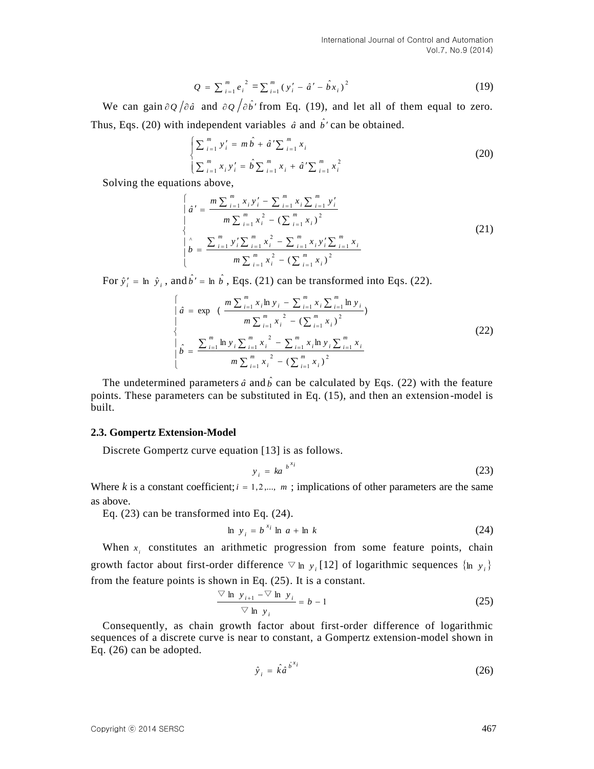$$Q = \sum_{i=1}^{m} e_i^{\,2} = \sum_{i=1}^{m} (y_i' - \hat{a}' - \hat{b} x_i)^2 \tag{19}$$

We can gain $\partial Q / \partial \hat{a}$ and $\partial Q / \partial \hat{b}'$ from Eq. (19), and let all of them equal to zero. Thus, Eqs. (20) with independent variables $\hat{a}$ and $\hat{b}'$ can be obtained.

$$\begin{cases} \sum_{i=1}^{m} y_i' = m\hat{b} + \hat{a}' \sum_{i=1}^{m} x_i \\ \sum_{i=1}^{m} x_i y_i' = \hat{b} \sum_{i=1}^{m} x_i + \hat{a}' \sum_{i=1}^{m} x_i^2 \end{cases} \tag{20}$$

Solving the equations above,

$$\begin{cases} \hat{a}' = \dfrac{m \sum_{i=1}^{m} x_i y_i' - \sum_{i=1}^{m} x_i \sum_{i=1}^{m} y_i'}{m \sum_{i=1}^{m} x_i^2 - (\sum_{i=1}^{m} x_i)^2} \\ \hat{b} = \dfrac{\sum_{i=1}^{m} y_i' \sum_{i=1}^{m} x_i^2 - \sum_{i=1}^{m} x_i y_i' \sum_{i=1}^{m} x_i}{m \sum_{i=1}^{m} x_i^2 - (\sum_{i=1}^{m} x_i)^2} \end{cases} \tag{21}$$

For $\hat{y}_i' = \ln \hat{y}_i$, and $\hat{b}' = \ln \hat{b}$, Eqs. (21) can be transformed into Eqs. (22).

$$\begin{cases} \hat{a} = \exp\left( \dfrac{m \sum_{i=1}^{m} x_i \ln y_i - \sum_{i=1}^{m} x_i \sum_{i=1}^{m} \ln y_i}{m \sum_{i=1}^{m} x_i^2 - (\sum_{i=1}^{m} x_i)^2} \right) \\ \hat{b} = \dfrac{\sum_{i=1}^{m} \ln y_i \sum_{i=1}^{m} x_i^2 - \sum_{i=1}^{m} x_i \ln y_i \sum_{i=1}^{m} x_i}{m \sum_{i=1}^{m} x_i^2 - (\sum_{i=1}^{m} x_i)^2} \end{cases} \tag{22}$$

The undetermined parameters $\hat{a}$ and $\hat{b}$ can be calculated by Eqs. (22) with the feature points. These parameters can be substituted in Eq. (15), and then an extension-model is built.

### 2.3. Gompertz Extension-Model

Discrete Gompertz curve equation [13] is as follows.

$$y_i = k a^{b^{x_i}} \tag{23}$$

Where $k$ is a constant coefficient; $i = 1, 2, ..., m$ ; implications of other parameters are the same as above.

Eq. (23) can be transformed into Eq. (24).

$$\ln y_i = b^{x_i} \ln a + \ln k \tag{24}$$

When $x_i$ constitutes an arithmetic progression from some feature points, chain growth factor about first-order difference $\nabla \ln y_i$ [12] of logarithmic sequences $\{\ln y_i\}$ from the feature points is shown in Eq. (25). It is a constant.

$$\frac{\nabla \ln y_{i+1} - \nabla \ln y_i}{\nabla \ln y_i} = b - 1 \tag{25}$$

Consequently, as chain growth factor about first-order difference of logarithmic sequences of a discrete curve is near to constant, a Gompertz extension-model shown in Eq. (26) can be adopted.

$$\hat{y}_i = \hat{k} \hat{a}^{\hat{b}^{x_i}} \tag{26}$$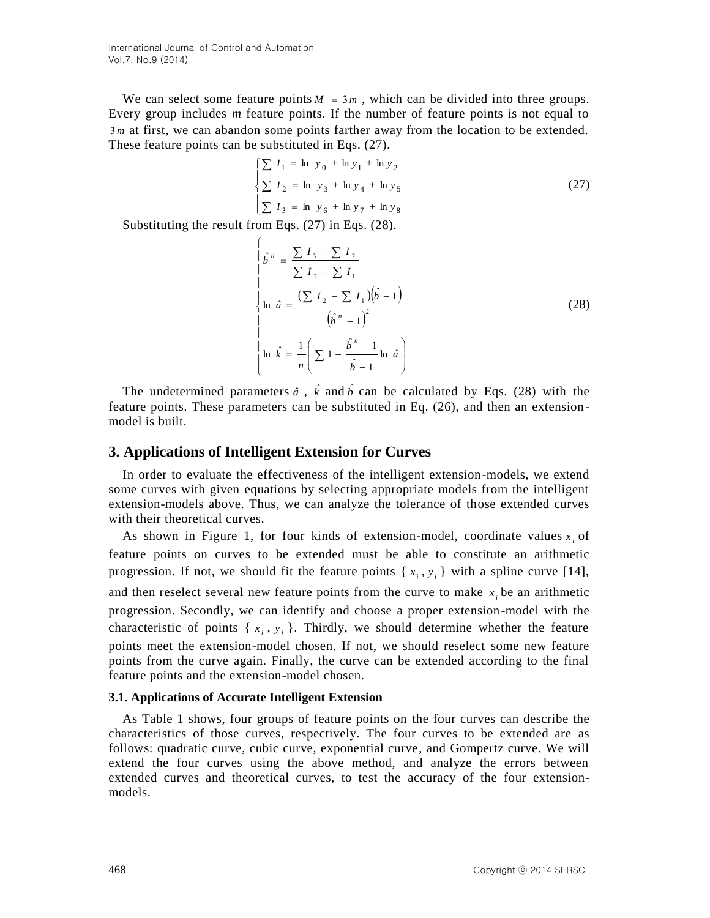We can select some feature points $M = 3m$, which can be divided into three groups. Every group includes *m* feature points. If the number of feature points is not equal to $3m$ at first, we can abandon some points farther away from the location to be extended. These feature points can be substituted in Eqs. (27).

$$
\begin{cases}
\sum I_1 = \ln y_0 + \ln y_1 + \ln y_2 \\
\sum I_2 = \ln y_3 + \ln y_4 + \ln y_5 \\
\sum I_3 = \ln y_6 + \ln y_7 + \ln y_8
\end{cases}
\tag{27}
$$

Substituting the result from Eqs. (27) in Eqs. (28).

$$
\begin{cases}
\hat{b}^n = \dfrac{\sum I_3 - \sum I_2}{\sum I_2 - \sum I_1} \\
\ln \hat{a} = \dfrac{\left(\sum I_2 - \sum I_1\right)\left(\hat{b} - 1\right)}{\left(\hat{b}^n - 1\right)^2} \\
\ln \hat{k} = \dfrac{1}{n}\left(\sum 1 - \dfrac{\hat{b}^n - 1}{\hat{b} - 1} \ln \hat{a}\right)
\end{cases}
\tag{28}
$$

The undetermined parameters $\hat{a}$, $\hat{k}$ and $\hat{b}$ can be calculated by Eqs. (28) with the feature points. These parameters can be substituted in Eq. (26), and then an extension-model is built.

## 3. Applications of Intelligent Extension for Curves

In order to evaluate the effectiveness of the intelligent extension-models, we extend some curves with given equations by selecting appropriate models from the intelligent extension-models above. Thus, we can analyze the tolerance of those extended curves with their theoretical curves.

As shown in Figure 1, for four kinds of extension-model, coordinate values $x_i$ of feature points on curves to be extended must be able to constitute an arithmetic progression. If not, we should fit the feature points $\{x_i, y_i\}$ with a spline curve [14], and then reselect several new feature points from the curve to make $x_i$ be an arithmetic progression. Secondly, we can identify and choose a proper extension-model with the characteristic of points $\{x_i, y_i\}$. Thirdly, we should determine whether the feature points meet the extension-model chosen. If not, we should reselect some new feature points from the curve again. Finally, the curve can be extended according to the final feature points and the extension-model chosen.

### 3.1. Applications of Accurate Intelligent Extension

As Table 1 shows, four groups of feature points on the four curves can describe the characteristics of those curves, respectively. The four curves to be extended are as follows: quadratic curve, cubic curve, exponential curve, and Gompertz curve. We will extend the four curves using the above method, and analyze the errors between extended curves and theoretical curves, to test the accuracy of the four extension-models.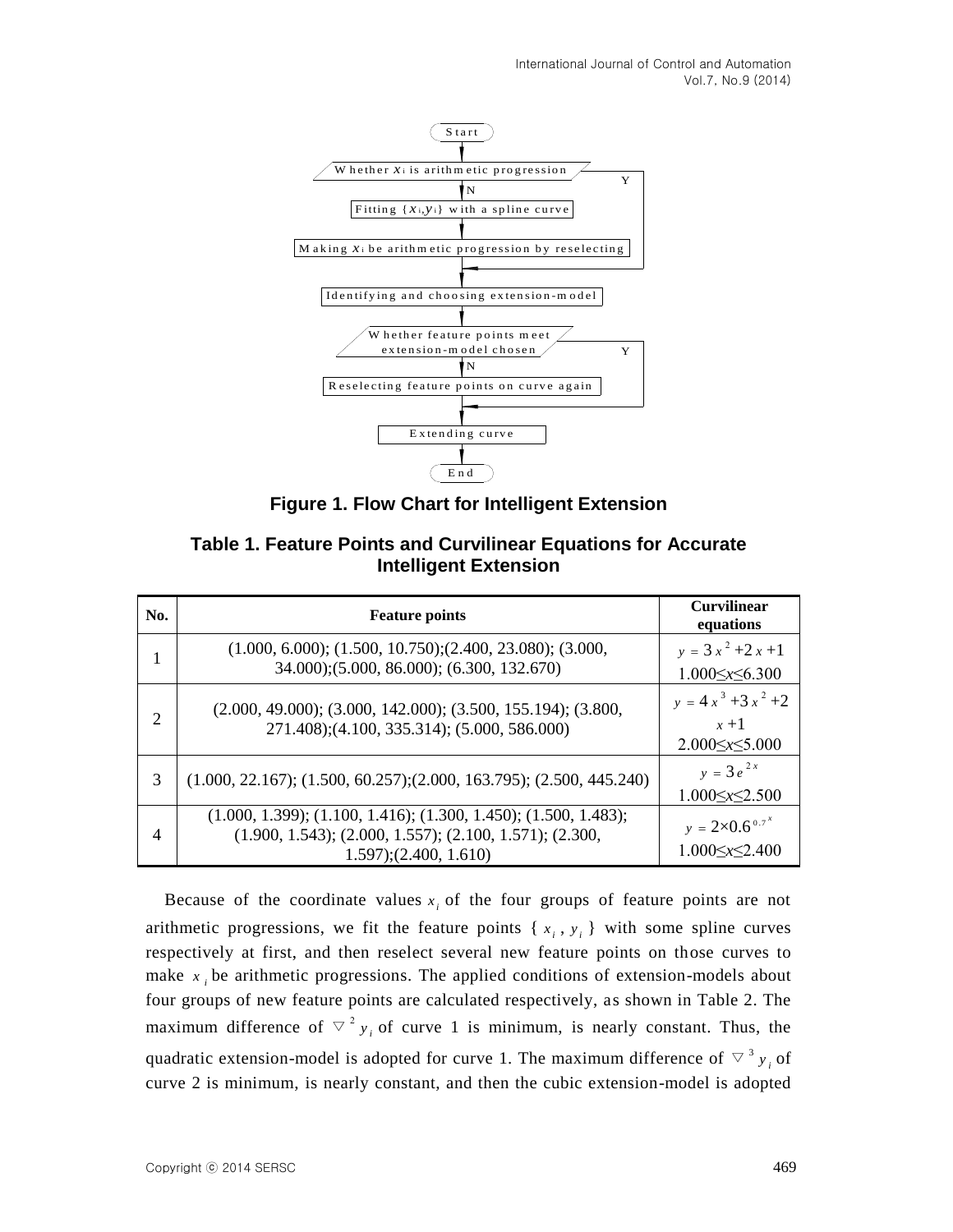```
Start
  ↓
Whether x_i is arithmetic progression --Y--┐
  ↓ N                                      │
Fitting {x_i, y_i} with a spline curve     │
  ↓                                        │
Making x_i be arithmetic progression by reselecting
  ↓ ←──────────────────────────────────────┘
Identifying and choosing extension-model
  ↓
Whether feature points meet extension-model chosen --Y--┐
  ↓ N                                                   │
Reselecting feature points on curve again               │
  ↓ ←───────────────────────────────────────────────────┘
Extending curve
  ↓
End
```

**Figure 1. Flow Chart for Intelligent Extension**

**Table 1. Feature Points and Curvilinear Equations for Accurate Intelligent Extension**

| No. | Feature points | Curvilinear equations |
|---|---|---|
| 1 | (1.000, 6.000); (1.500, 10.750);(2.400, 23.080); (3.000, 34.000);(5.000, 86.000); (6.300, 132.670) | $y = 3x^2 + 2x + 1$<br>$1.000 \le x \le 6.300$ |
| 2 | (2.000, 49.000); (3.000, 142.000); (3.500, 155.194); (3.800, 271.408);(4.100, 335.314); (5.000, 586.000) | $y = 4x^3 + 3x^2 + 2x + 1$<br>$2.000 \le x \le 5.000$ |
| 3 | (1.000, 22.167); (1.500, 60.257);(2.000, 163.795); (2.500, 445.240) | $y = 3e^{2x}$<br>$1.000 \le x \le 2.500$ |
| 4 | (1.000, 1.399); (1.100, 1.416); (1.300, 1.450); (1.500, 1.483); (1.900, 1.543); (2.000, 1.557); (2.100, 1.571); (2.300, 1.597);(2.400, 1.610) | $y = 2 \times 0.6^{0.7^x}$<br>$1.000 \le x \le 2.400$ |

Because of the coordinate values $x_i$ of the four groups of feature points are not arithmetic progressions, we fit the feature points { $x_i$ , $y_i$ } with some spline curves respectively at first, and then reselect several new feature points on those curves to make $x_i$ be arithmetic progressions. The applied conditions of extension-models about four groups of new feature points are calculated respectively, as shown in Table 2. The maximum difference of $\nabla^2 y_i$ of curve 1 is minimum, is nearly constant. Thus, the quadratic extension-model is adopted for curve 1. The maximum difference of $\nabla^3 y_i$ of curve 2 is minimum, is nearly constant, and then the cubic extension-model is adopted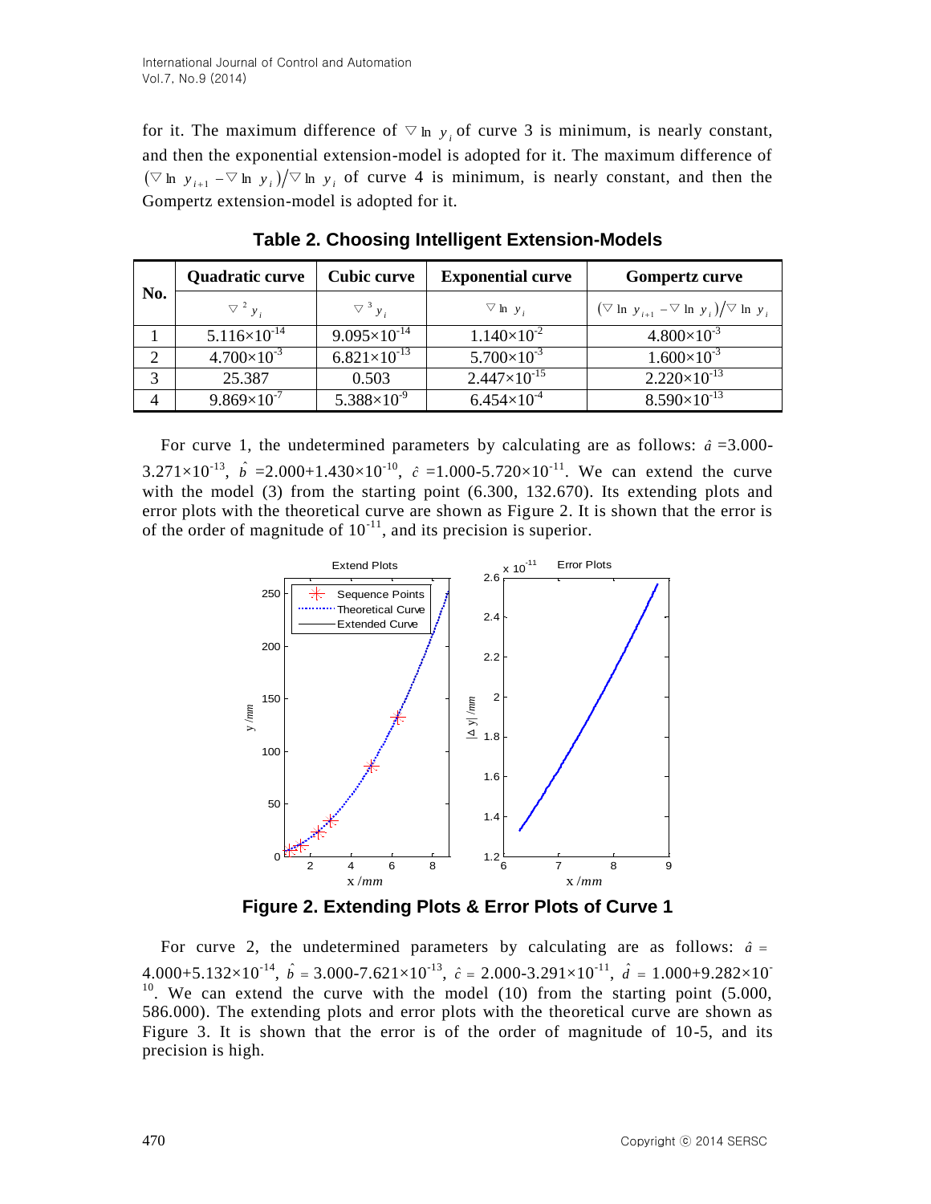for it. The maximum difference of $\nabla \ln y_i$ of curve 3 is minimum, is nearly constant, and then the exponential extension-model is adopted for it. The maximum difference of $(\nabla \ln y_{i+1} - \nabla \ln y_i)/\nabla \ln y_i$ of curve 4 is minimum, is nearly constant, and then the Gompertz extension-model is adopted for it.

**Table 2. Choosing Intelligent Extension-Models**

| No. | Quadratic curve | Cubic curve | Exponential curve | Gompertz curve |
|---|---|---|---|---|
| | $\nabla^2 y_i$ | $\nabla^3 y_i$ | $\nabla \ln y_i$ | $(\nabla \ln y_{i+1} - \nabla \ln y_i)/\nabla \ln y_i$ |
| 1 | $5.116\times10^{-14}$ | $9.095\times10^{-14}$ | $1.140\times10^{-2}$ | $4.800\times10^{-3}$ |
| 2 | $4.700\times10^{-3}$ | $6.821\times10^{-13}$ | $5.700\times10^{-3}$ | $1.600\times10^{-3}$ |
| 3 | 25.387 | 0.503 | $2.447\times10^{-15}$ | $2.220\times10^{-13}$ |
| 4 | $9.869\times10^{-7}$ | $5.388\times10^{-9}$ | $6.454\times10^{-4}$ | $8.590\times10^{-13}$ |

For curve 1, the undetermined parameters by calculating are as follows: $\hat{a}$ =3.000-$3.271\times10^{-13}$, $\hat{b}$ =2.000+$1.430\times10^{-10}$, $\hat{c}$ =1.000-$5.720\times10^{-11}$. We can extend the curve with the model (3) from the starting point (6.300, 132.670). Its extending plots and error plots with the theoretical curve are shown as Figure 2. It is shown that the error is of the order of magnitude of $10^{-11}$, and its precision is superior.

**Figure 2. Extending Plots & Error Plots of Curve 1**

For curve 2, the undetermined parameters by calculating are as follows: $\hat{a}$ = 4.000+$5.132\times10^{-14}$, $\hat{b}$ = 3.000-$7.621\times10^{-13}$, $\hat{c}$ = 2.000-$3.291\times10^{-11}$, $\hat{d}$ = 1.000+$9.282\times10^{-10}$. We can extend the curve with the model (10) from the starting point (5.000, 586.000). The extending plots and error plots with the theoretical curve are shown as Figure 3. It is shown that the error is of the order of magnitude of 10-5, and its precision is high.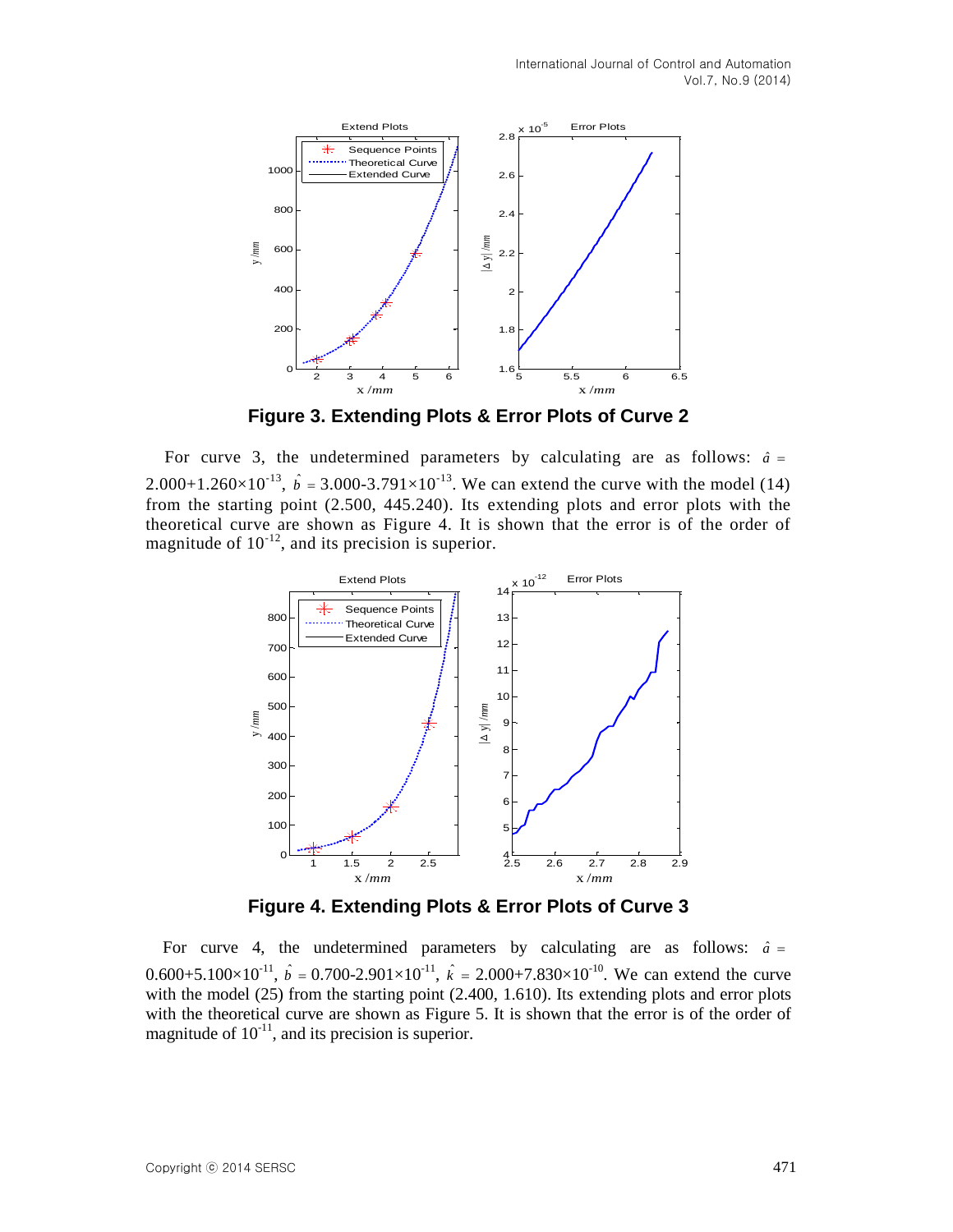**Figure 3. Extending Plots & Error Plots of Curve 2**

For curve 3, the undetermined parameters by calculating are as follows: $\hat{a}$ = $2.000+1.260\times10^{-13}$, $\hat{b}$ = $3.000-3.791\times10^{-13}$. We can extend the curve with the model (14) from the starting point (2.500, 445.240). Its extending plots and error plots with the theoretical curve are shown as Figure 4. It is shown that the error is of the order of magnitude of $10^{-12}$, and its precision is superior.

**Figure 4. Extending Plots & Error Plots of Curve 3**

For curve 4, the undetermined parameters by calculating are as follows: $\hat{a}$ = $0.600+5.100\times10^{-11}$, $\hat{b}$ = $0.700-2.901\times10^{-11}$, $\hat{k}$ = $2.000+7.830\times10^{-10}$. We can extend the curve with the model (25) from the starting point (2.400, 1.610). Its extending plots and error plots with the theoretical curve are shown as Figure 5. It is shown that the error is of the order of magnitude of $10^{-11}$, and its precision is superior.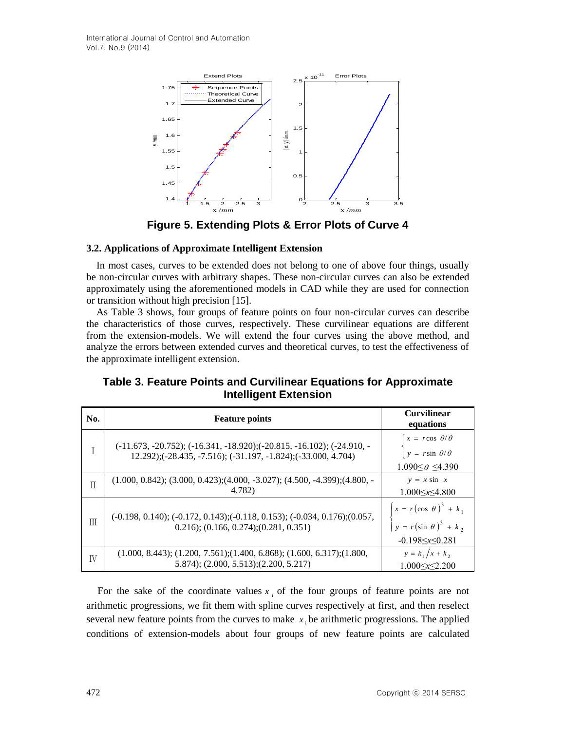**Figure 5. Extending Plots & Error Plots of Curve 4**

### 3.2. Applications of Approximate Intelligent Extension

In most cases, curves to be extended does not belong to one of above four things, usually be non-circular curves with arbitrary shapes. These non-circular curves can also be extended approximately using the aforementioned models in CAD while they are used for connection or transition without high precision [15].

As Table 3 shows, four groups of feature points on four non-circular curves can describe the characteristics of those curves, respectively. These curvilinear equations are different from the extension-models. We will extend the four curves using the above method, and analyze the errors between extended curves and theoretical curves, to test the effectiveness of the approximate intelligent extension.

**Table 3. Feature Points and Curvilinear Equations for Approximate Intelligent Extension**

| No. | Feature points | Curvilinear equations |
|---|---|---|
| Ⅰ | (-11.673, -20.752); (-16.341, -18.920);(-20.815, -16.102); (-24.910, -12.292);(-28.435, -7.516); (-31.197, -1.824);(-33.000, 4.704) | $\begin{cases} x = r\cos\theta/\theta \\ y = r\sin\theta/\theta \end{cases}$ $1.090\le\theta\le4.390$ |
| Ⅱ | (1.000, 0.842); (3.000, 0.423);(4.000, -3.027); (4.500, -4.399);(4.800, -4.782) | $y = x\sin x$ $1.000\le x\le4.800$ |
| Ⅲ | (-0.198, 0.140); (-0.172, 0.143);(-0.118, 0.153); (-0.034, 0.176);(0.057, 0.216); (0.166, 0.274);(0.281, 0.351) | $\begin{cases} x = r(\cos\theta)^3 + k_1 \\ y = r(\sin\theta)^3 + k_2 \end{cases}$ $-0.198\le x\le0.281$ |
| Ⅳ | (1.000, 8.443); (1.200, 7.561);(1.400, 6.868); (1.600, 6.317);(1.800, 5.874); (2.000, 5.513);(2.200, 5.217) | $y = k_1/x + k_2$ $1.000\le x\le2.200$ |

For the sake of the coordinate values $x_i$ of the four groups of feature points are not arithmetic progressions, we fit them with spline curves respectively at first, and then reselect several new feature points from the curves to make $x_i$ be arithmetic progressions. The applied conditions of extension-models about four groups of new feature points are calculated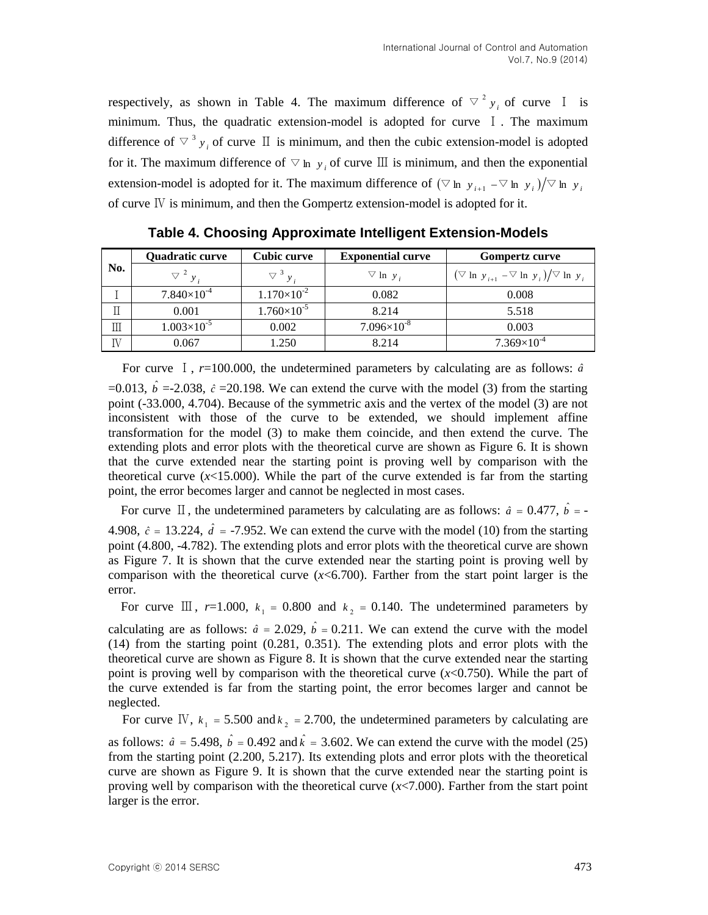respectively, as shown in Table 4. The maximum difference of $\nabla^2 y_i$ of curve Ⅰ is minimum. Thus, the quadratic extension-model is adopted for curve Ⅰ. The maximum difference of $\nabla^3 y_i$ of curve Ⅱ is minimum, and then the cubic extension-model is adopted for it. The maximum difference of $\nabla \ln y_i$ of curve Ⅲ is minimum, and then the exponential extension-model is adopted for it. The maximum difference of $(\nabla \ln y_{i+1} - \nabla \ln y_i)/\nabla \ln y_i$ of curve Ⅳ is minimum, and then the Gompertz extension-model is adopted for it.

**Table 4. Choosing Approximate Intelligent Extension-Models**

| No. | Quadratic curve | Cubic curve | Exponential curve | Gompertz curve |
|---|---|---|---|---|
| | $\nabla^2 y_i$ | $\nabla^3 y_i$ | $\nabla \ln y_i$ | $(\nabla \ln y_{i+1} - \nabla \ln y_i)/\nabla \ln y_i$ |
| Ⅰ | $7.840\times10^{-4}$ | $1.170\times10^{-2}$ | 0.082 | 0.008 |
| Ⅱ | 0.001 | $1.760\times10^{-5}$ | 8.214 | 5.518 |
| Ⅲ | $1.003\times10^{-5}$ | 0.002 | $7.096\times10^{-8}$ | 0.003 |
| Ⅳ | 0.067 | 1.250 | 8.214 | $7.369\times10^{-4}$ |

For curve Ⅰ, $r$=100.000, the undetermined parameters by calculating are as follows: $\hat{a}$ =0.013, $\hat{b}$ =-2.038, $\hat{c}$ =20.198. We can extend the curve with the model (3) from the starting point (-33.000, 4.704). Because of the symmetric axis and the vertex of the model (3) are not inconsistent with those of the curve to be extended, we should implement affine transformation for the model (3) to make them coincide, and then extend the curve. The extending plots and error plots with the theoretical curve are shown as Figure 6. It is shown that the curve extended near the starting point is proving well by comparison with the theoretical curve ($x$<15.000). While the part of the curve extended is far from the starting point, the error becomes larger and cannot be neglected in most cases.

For curve Ⅱ, the undetermined parameters by calculating are as follows: $\hat{a} = 0.477$, $\hat{b} = -4.908$, $\hat{c} = 13.224$, $\hat{d} = -7.952$. We can extend the curve with the model (10) from the starting point (4.800, -4.782). The extending plots and error plots with the theoretical curve are shown as Figure 7. It is shown that the curve extended near the starting point is proving well by comparison with the theoretical curve ($x$<6.700). Farther from the start point larger is the error.

For curve Ⅲ, $r$=1.000, $k_1 = 0.800$ and $k_2 = 0.140$. The undetermined parameters by calculating are as follows: $\hat{a} = 2.029$, $\hat{b} = 0.211$. We can extend the curve with the model (14) from the starting point (0.281, 0.351). The extending plots and error plots with the theoretical curve are shown as Figure 8. It is shown that the curve extended near the starting point is proving well by comparison with the theoretical curve ($x$<0.750). While the part of the curve extended is far from the starting point, the error becomes larger and cannot be neglected.

For curve Ⅳ, $k_1 = 5.500$ and $k_2 = 2.700$, the undetermined parameters by calculating are as follows: $\hat{a} = 5.498$, $\hat{b} = 0.492$ and $\hat{k} = 3.602$. We can extend the curve with the model (25) from the starting point (2.200, 5.217). Its extending plots and error plots with the theoretical curve are shown as Figure 9. It is shown that the curve extended near the starting point is proving well by comparison with the theoretical curve ($x$<7.000). Farther from the start point larger is the error.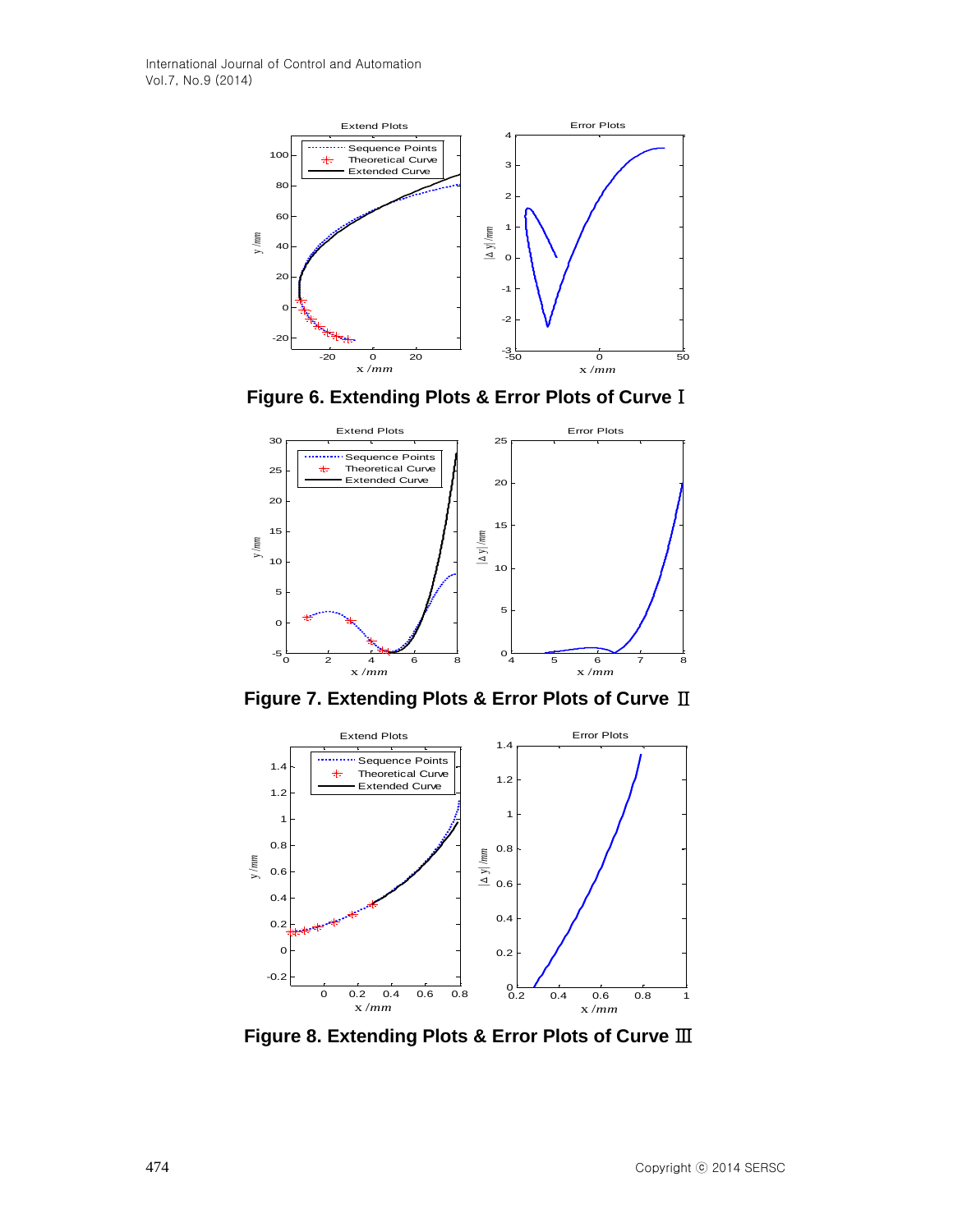Figure 6. Extending Plots & Error Plots of Curve Ⅰ

Figure 7. Extending Plots & Error Plots of Curve Ⅱ

Figure 8. Extending Plots & Error Plots of Curve Ⅲ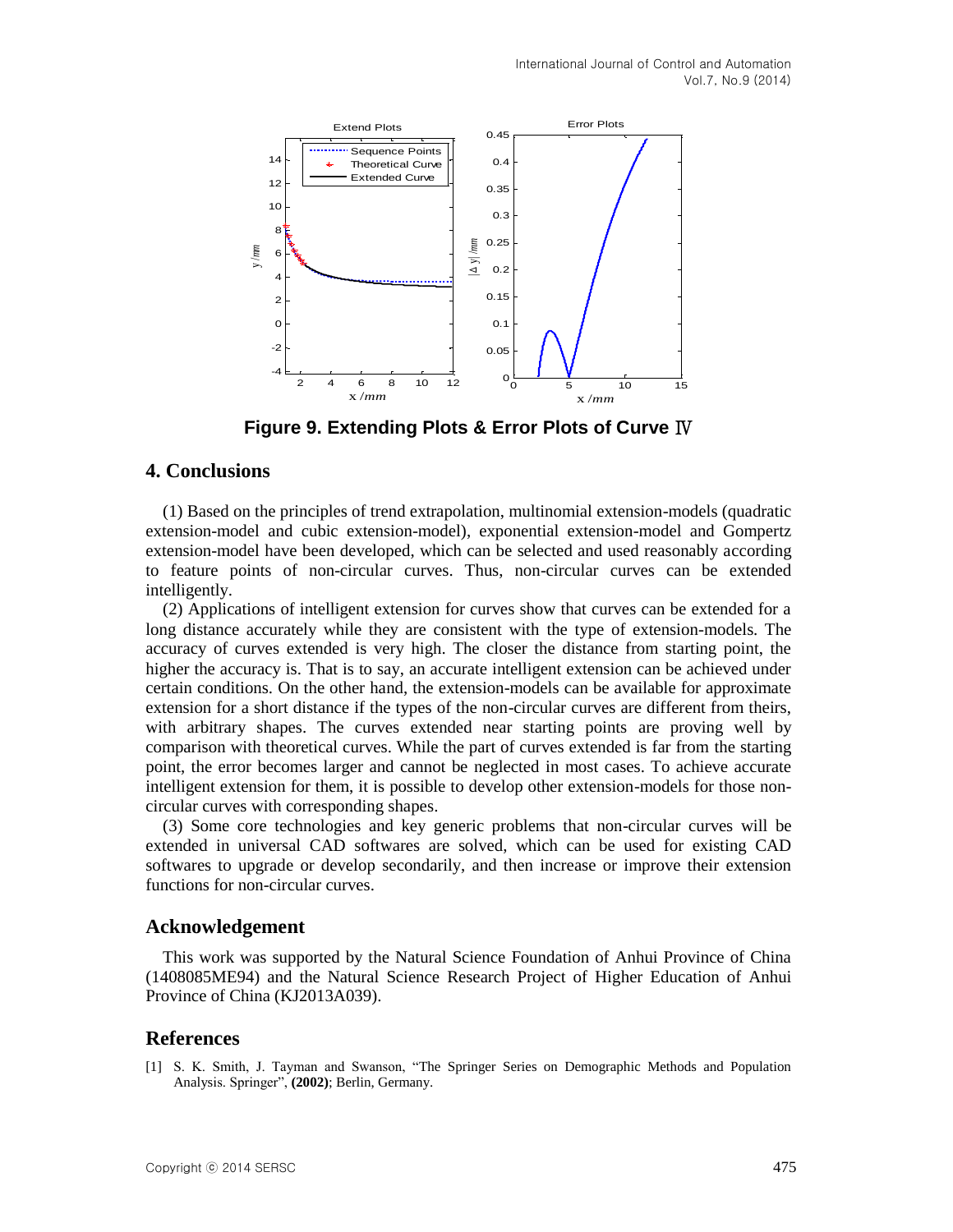Figure 9. Extending Plots & Error Plots of Curve Ⅳ

## 4. Conclusions

(1) Based on the principles of trend extrapolation, multinomial extension-models (quadratic extension-model and cubic extension-model), exponential extension-model and Gompertz extension-model have been developed, which can be selected and used reasonably according to feature points of non-circular curves. Thus, non-circular curves can be extended intelligently.

(2) Applications of intelligent extension for curves show that curves can be extended for a long distance accurately while they are consistent with the type of extension-models. The accuracy of curves extended is very high. The closer the distance from starting point, the higher the accuracy is. That is to say, an accurate intelligent extension can be achieved under certain conditions. On the other hand, the extension-models can be available for approximate extension for a short distance if the types of the non-circular curves are different from theirs, with arbitrary shapes. The curves extended near starting points are proving well by comparison with theoretical curves. While the part of curves extended is far from the starting point, the error becomes larger and cannot be neglected in most cases. To achieve accurate intelligent extension for them, it is possible to develop other extension-models for those non-circular curves with corresponding shapes.

(3) Some core technologies and key generic problems that non-circular curves will be extended in universal CAD softwares are solved, which can be used for existing CAD softwares to upgrade or develop secondarily, and then increase or improve their extension functions for non-circular curves.

## Acknowledgement

This work was supported by the Natural Science Foundation of Anhui Province of China (1408085ME94) and the Natural Science Research Project of Higher Education of Anhui Province of China (KJ2013A039).

## References

[1] S. K. Smith, J. Tayman and Swanson, "The Springer Series on Demographic Methods and Population Analysis. Springer", **(2002)**; Berlin, Germany.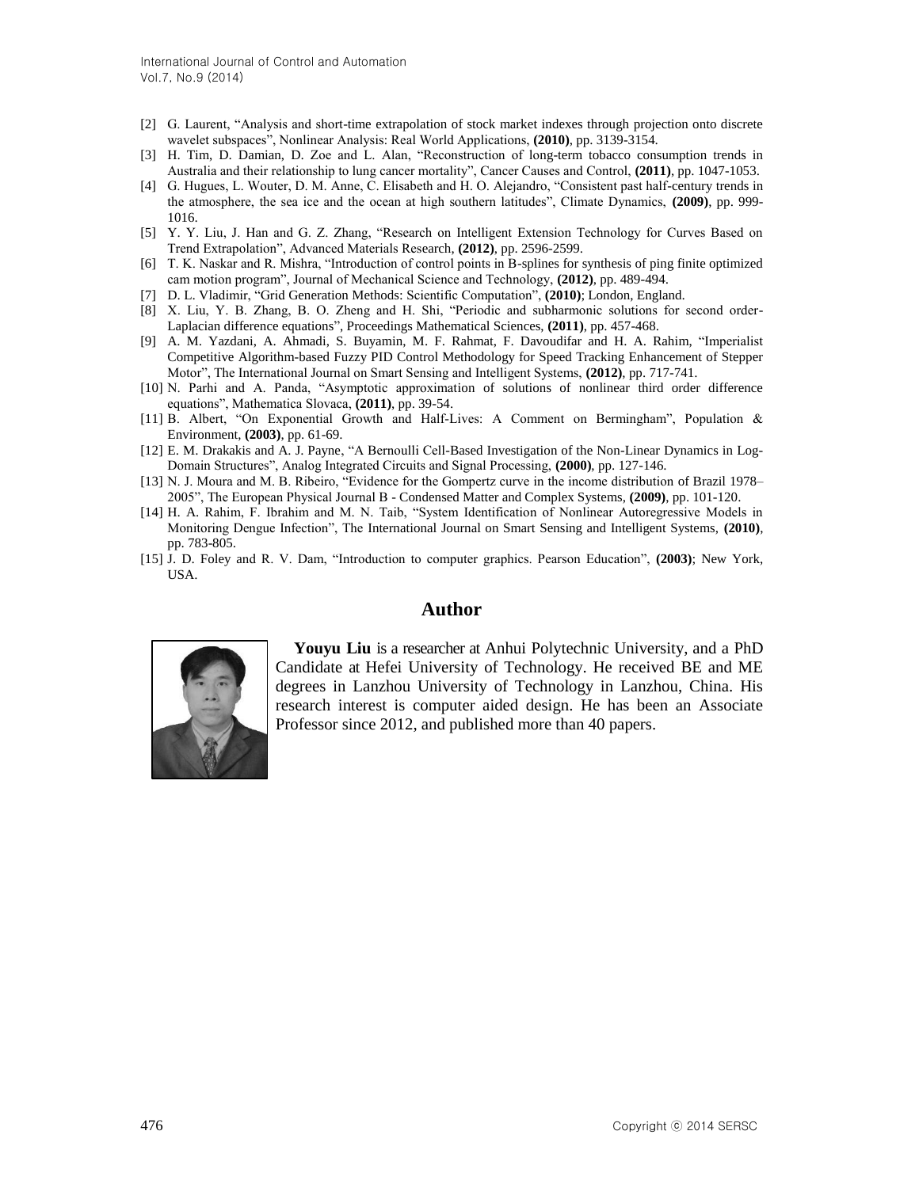[2] G. Laurent, "Analysis and short-time extrapolation of stock market indexes through projection onto discrete wavelet subspaces", Nonlinear Analysis: Real World Applications, **(2010)**, pp. 3139-3154.

[3] H. Tim, D. Damian, D. Zoe and L. Alan, "Reconstruction of long-term tobacco consumption trends in Australia and their relationship to lung cancer mortality", Cancer Causes and Control, **(2011)**, pp. 1047-1053.

[4] G. Hugues, L. Wouter, D. M. Anne, C. Elisabeth and H. O. Alejandro, "Consistent past half-century trends in the atmosphere, the sea ice and the ocean at high southern latitudes", Climate Dynamics, **(2009)**, pp. 999-1016.

[5] Y. Y. Liu, J. Han and G. Z. Zhang, "Research on Intelligent Extension Technology for Curves Based on Trend Extrapolation", Advanced Materials Research, **(2012)**, pp. 2596-2599.

[6] T. K. Naskar and R. Mishra, "Introduction of control points in B-splines for synthesis of ping finite optimized cam motion program", Journal of Mechanical Science and Technology, **(2012)**, pp. 489-494.

[7] D. L. Vladimir, "Grid Generation Methods: Scientific Computation", **(2010)**; London, England.

[8] X. Liu, Y. B. Zhang, B. O. Zheng and H. Shi, "Periodic and subharmonic solutions for second order-Laplacian difference equations", Proceedings Mathematical Sciences, **(2011)**, pp. 457-468.

[9] A. M. Yazdani, A. Ahmadi, S. Buyamin, M. F. Rahmat, F. Davoudifar and H. A. Rahim, "Imperialist Competitive Algorithm-based Fuzzy PID Control Methodology for Speed Tracking Enhancement of Stepper Motor", The International Journal on Smart Sensing and Intelligent Systems, **(2012)**, pp. 717-741.

[10] N. Parhi and A. Panda, "Asymptotic approximation of solutions of nonlinear third order difference equations", Mathematica Slovaca, **(2011)**, pp. 39-54.

[11] B. Albert, "On Exponential Growth and Half-Lives: A Comment on Bermingham", Population & Environment, **(2003)**, pp. 61-69.

[12] E. M. Drakakis and A. J. Payne, "A Bernoulli Cell-Based Investigation of the Non-Linear Dynamics in Log-Domain Structures", Analog Integrated Circuits and Signal Processing, **(2000)**, pp. 127-146.

[13] N. J. Moura and M. B. Ribeiro, "Evidence for the Gompertz curve in the income distribution of Brazil 1978–2005", The European Physical Journal B - Condensed Matter and Complex Systems, **(2009)**, pp. 101-120.

[14] H. A. Rahim, F. Ibrahim and M. N. Taib, "System Identification of Nonlinear Autoregressive Models in Monitoring Dengue Infection", The International Journal on Smart Sensing and Intelligent Systems, **(2010)**, pp. 783-805.

[15] J. D. Foley and R. V. Dam, "Introduction to computer graphics. Pearson Education", **(2003)**; New York, USA.

## Author

**Youyu Liu** is a researcher at Anhui Polytechnic University, and a PhD Candidate at Hefei University of Technology. He received BE and ME degrees in Lanzhou University of Technology in Lanzhou, China. His research interest is computer aided design. He has been an Associate Professor since 2012, and published more than 40 papers.